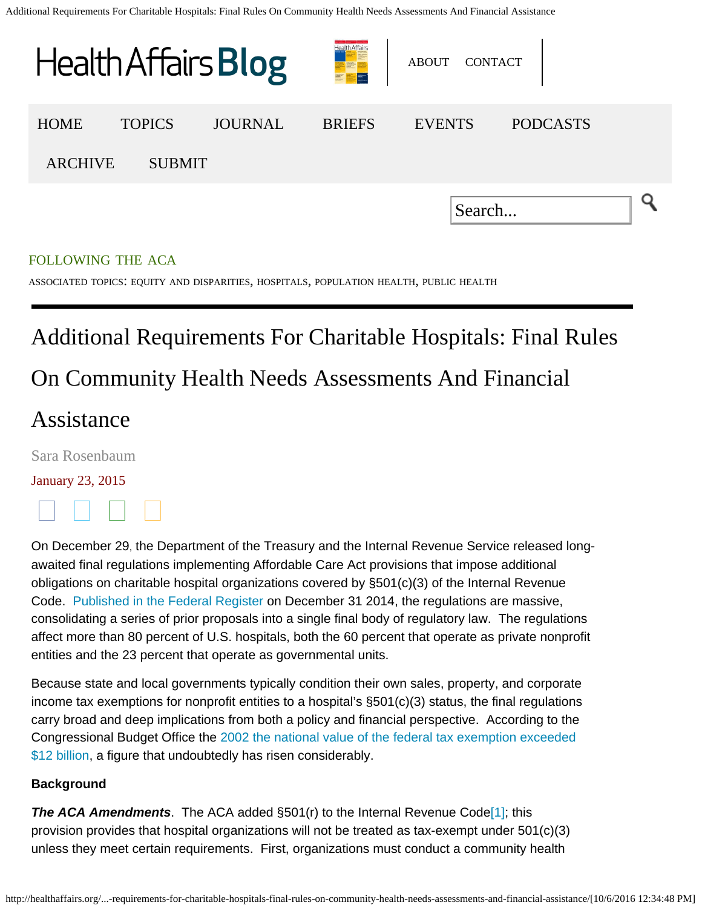FOLLOWING THE ACA

ASSOCIATED TOPICS: EQUITY AND DISPARITIES, HOSPITALS, POPULATION HEALTH, PUBLIC HEALTH

# Additional Requirements For Charitable Hospitals: Final Rules On Community Health Needs Assessments And Financial Assistance

Sara Rosenbaum

January 23, 2015

On December 29, the Department of the Treasury and the Internal Revenue Service released long-awaited final regulations implementing Affordable Care Act provisions that impose additional obligations on charitable hospital organizations covered by §501(c)(3) of the Internal Revenue Code. Published in the Federal Register on December 31 2014, the regulations are massive, consolidating a series of prior proposals into a single final body of regulatory law. The regulations affect more than 80 percent of U.S. hospitals, both the 60 percent that operate as private nonprofit entities and the 23 percent that operate as governmental units.

Because state and local governments typically condition their own sales, property, and corporate income tax exemptions for nonprofit entities to a hospital's §501(c)(3) status, the final regulations carry broad and deep implications from both a policy and financial perspective. According to the Congressional Budget Office the 2002 the national value of the federal tax exemption exceeded $12 billion, a figure that undoubtedly has risen considerably.

**Background**

***The ACA Amendments***. The ACA added §501(r) to the Internal Revenue Code[1]; this provision provides that hospital organizations will not be treated as tax-exempt under 501(c)(3) unless they meet certain requirements. First, organizations must conduct a community health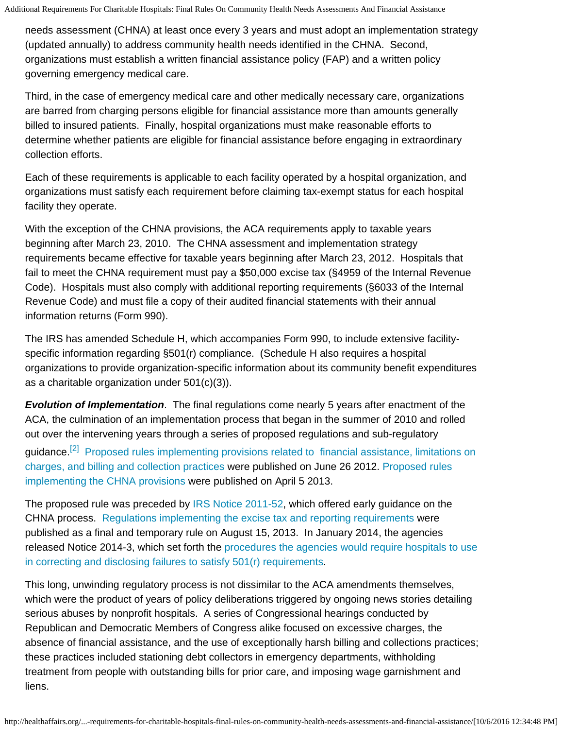needs assessment (CHNA) at least once every 3 years and must adopt an implementation strategy (updated annually) to address community health needs identified in the CHNA. Second, organizations must establish a written financial assistance policy (FAP) and a written policy governing emergency medical care.

Third, in the case of emergency medical care and other medically necessary care, organizations are barred from charging persons eligible for financial assistance more than amounts generally billed to insured patients. Finally, hospital organizations must make reasonable efforts to determine whether patients are eligible for financial assistance before engaging in extraordinary collection efforts.

Each of these requirements is applicable to each facility operated by a hospital organization, and organizations must satisfy each requirement before claiming tax-exempt status for each hospital facility they operate.

With the exception of the CHNA provisions, the ACA requirements apply to taxable years beginning after March 23, 2010. The CHNA assessment and implementation strategy requirements became effective for taxable years beginning after March 23, 2012. Hospitals that fail to meet the CHNA requirement must pay a $50,000 excise tax (§4959 of the Internal Revenue Code). Hospitals must also comply with additional reporting requirements (§6033 of the Internal Revenue Code) and must file a copy of their audited financial statements with their annual information returns (Form 990).

The IRS has amended Schedule H, which accompanies Form 990, to include extensive facility-specific information regarding §501(r) compliance. (Schedule H also requires a hospital organizations to provide organization-specific information about its community benefit expenditures as a charitable organization under 501(c)(3)).

***Evolution of Implementation***. The final regulations come nearly 5 years after enactment of the ACA, the culmination of an implementation process that began in the summer of 2010 and rolled out over the intervening years through a series of proposed regulations and sub-regulatory guidance.[2] Proposed rules implementing provisions related to financial assistance, limitations on charges, and billing and collection practices were published on June 26 2012. Proposed rules implementing the CHNA provisions were published on April 5 2013.

The proposed rule was preceded by IRS Notice 2011-52, which offered early guidance on the CHNA process. Regulations implementing the excise tax and reporting requirements were published as a final and temporary rule on August 15, 2013. In January 2014, the agencies released Notice 2014-3, which set forth the procedures the agencies would require hospitals to use in correcting and disclosing failures to satisfy 501(r) requirements.

This long, unwinding regulatory process is not dissimilar to the ACA amendments themselves, which were the product of years of policy deliberations triggered by ongoing news stories detailing serious abuses by nonprofit hospitals. A series of Congressional hearings conducted by Republican and Democratic Members of Congress alike focused on excessive charges, the absence of financial assistance, and the use of exceptionally harsh billing and collections practices; these practices included stationing debt collectors in emergency departments, withholding treatment from people with outstanding bills for prior care, and imposing wage garnishment and liens.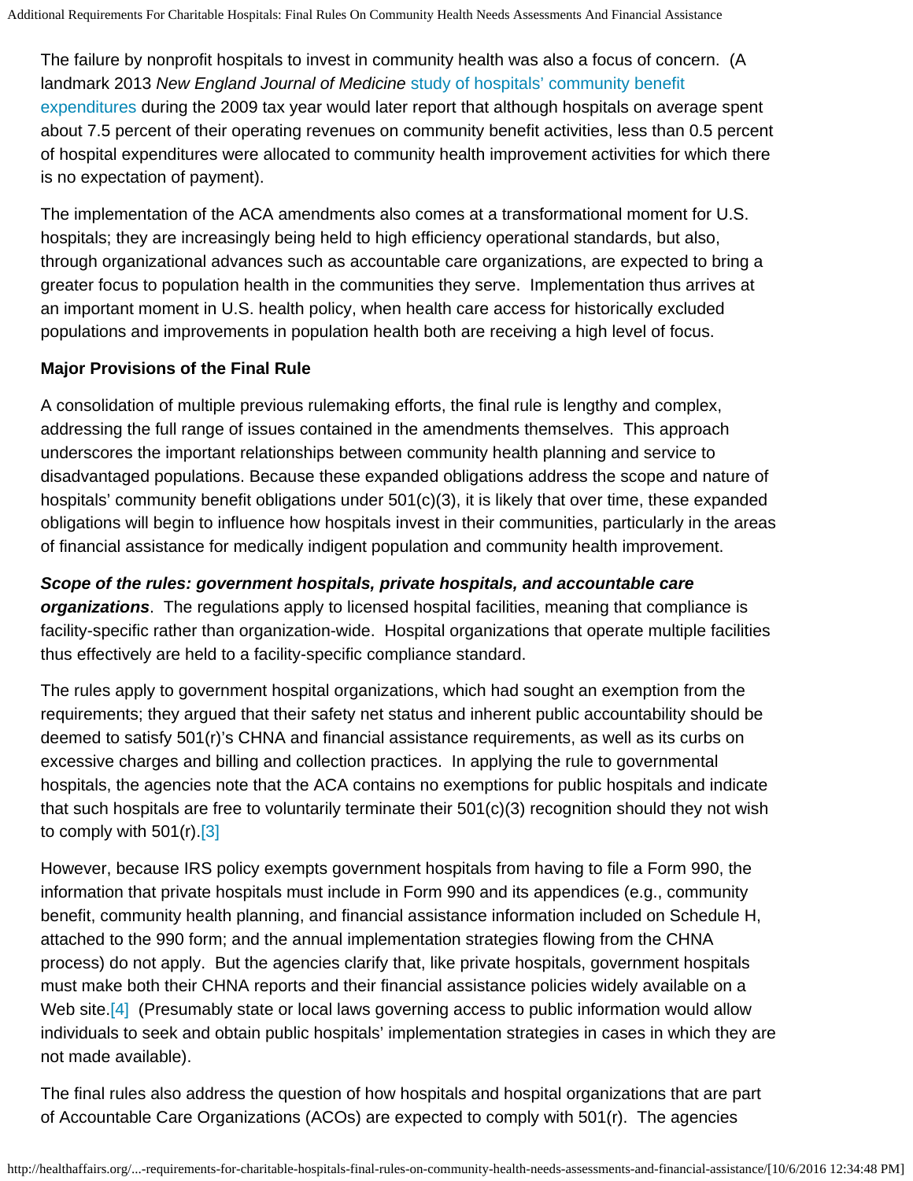The failure by nonprofit hospitals to invest in community health was also a focus of concern. (A landmark 2013 *New England Journal of Medicine* study of hospitals' community benefit expenditures during the 2009 tax year would later report that although hospitals on average spent about 7.5 percent of their operating revenues on community benefit activities, less than 0.5 percent of hospital expenditures were allocated to community health improvement activities for which there is no expectation of payment).

The implementation of the ACA amendments also comes at a transformational moment for U.S. hospitals; they are increasingly being held to high efficiency operational standards, but also, through organizational advances such as accountable care organizations, are expected to bring a greater focus to population health in the communities they serve. Implementation thus arrives at an important moment in U.S. health policy, when health care access for historically excluded populations and improvements in population health both are receiving a high level of focus.

**Major Provisions of the Final Rule**

A consolidation of multiple previous rulemaking efforts, the final rule is lengthy and complex, addressing the full range of issues contained in the amendments themselves. This approach underscores the important relationships between community health planning and service to disadvantaged populations. Because these expanded obligations address the scope and nature of hospitals' community benefit obligations under 501(c)(3), it is likely that over time, these expanded obligations will begin to influence how hospitals invest in their communities, particularly in the areas of financial assistance for medically indigent population and community health improvement.

***Scope of the rules: government hospitals, private hospitals, and accountable care organizations***. The regulations apply to licensed hospital facilities, meaning that compliance is facility-specific rather than organization-wide. Hospital organizations that operate multiple facilities thus effectively are held to a facility-specific compliance standard.

The rules apply to government hospital organizations, which had sought an exemption from the requirements; they argued that their safety net status and inherent public accountability should be deemed to satisfy 501(r)'s CHNA and financial assistance requirements, as well as its curbs on excessive charges and billing and collection practices. In applying the rule to governmental hospitals, the agencies note that the ACA contains no exemptions for public hospitals and indicate that such hospitals are free to voluntarily terminate their 501(c)(3) recognition should they not wish to comply with 501(r).[3]

However, because IRS policy exempts government hospitals from having to file a Form 990, the information that private hospitals must include in Form 990 and its appendices (e.g., community benefit, community health planning, and financial assistance information included on Schedule H, attached to the 990 form; and the annual implementation strategies flowing from the CHNA process) do not apply. But the agencies clarify that, like private hospitals, government hospitals must make both their CHNA reports and their financial assistance policies widely available on a Web site.[4] (Presumably state or local laws governing access to public information would allow individuals to seek and obtain public hospitals' implementation strategies in cases in which they are not made available).

The final rules also address the question of how hospitals and hospital organizations that are part of Accountable Care Organizations (ACOs) are expected to comply with 501(r). The agencies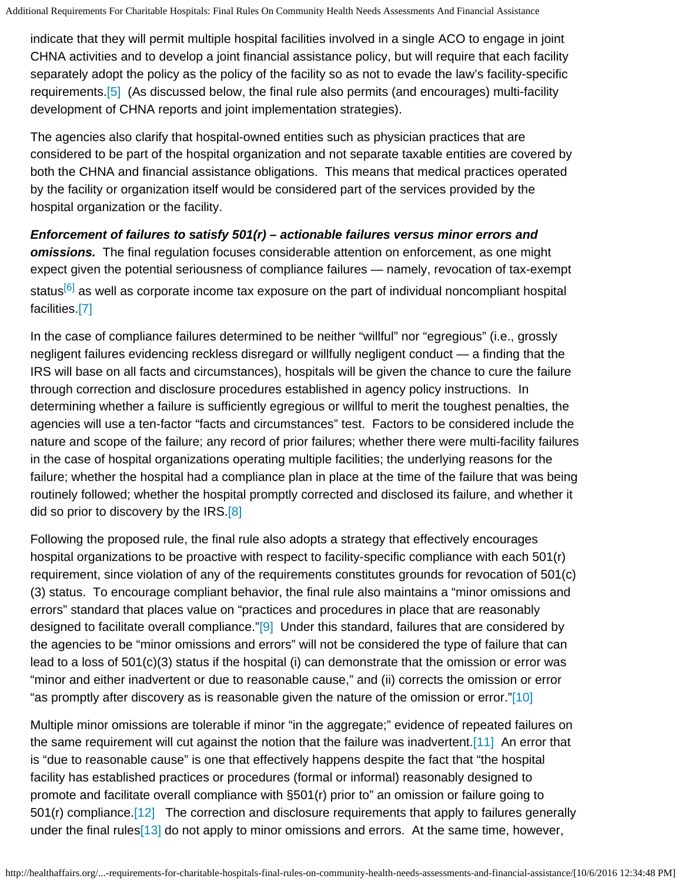indicate that they will permit multiple hospital facilities involved in a single ACO to engage in joint CHNA activities and to develop a joint financial assistance policy, but will require that each facility separately adopt the policy as the policy of the facility so as not to evade the law's facility-specific requirements.[5] (As discussed below, the final rule also permits (and encourages) multi-facility development of CHNA reports and joint implementation strategies).

The agencies also clarify that hospital-owned entities such as physician practices that are considered to be part of the hospital organization and not separate taxable entities are covered by both the CHNA and financial assistance obligations. This means that medical practices operated by the facility or organization itself would be considered part of the services provided by the hospital organization or the facility.

***Enforcement of failures to satisfy 501(r) – actionable failures versus minor errors and omissions.*** The final regulation focuses considerable attention on enforcement, as one might expect given the potential seriousness of compliance failures — namely, revocation of tax-exempt status[6] as well as corporate income tax exposure on the part of individual noncompliant hospital facilities.[7]

In the case of compliance failures determined to be neither "willful" nor "egregious" (i.e., grossly negligent failures evidencing reckless disregard or willfully negligent conduct — a finding that the IRS will base on all facts and circumstances), hospitals will be given the chance to cure the failure through correction and disclosure procedures established in agency policy instructions. In determining whether a failure is sufficiently egregious or willful to merit the toughest penalties, the agencies will use a ten-factor "facts and circumstances" test. Factors to be considered include the nature and scope of the failure; any record of prior failures; whether there were multi-facility failures in the case of hospital organizations operating multiple facilities; the underlying reasons for the failure; whether the hospital had a compliance plan in place at the time of the failure that was being routinely followed; whether the hospital promptly corrected and disclosed its failure, and whether it did so prior to discovery by the IRS.[8]

Following the proposed rule, the final rule also adopts a strategy that effectively encourages hospital organizations to be proactive with respect to facility-specific compliance with each 501(r) requirement, since violation of any of the requirements constitutes grounds for revocation of 501(c)(3) status. To encourage compliant behavior, the final rule also maintains a "minor omissions and errors" standard that places value on "practices and procedures in place that are reasonably designed to facilitate overall compliance."[9] Under this standard, failures that are considered by the agencies to be "minor omissions and errors" will not be considered the type of failure that can lead to a loss of 501(c)(3) status if the hospital (i) can demonstrate that the omission or error was "minor and either inadvertent or due to reasonable cause," and (ii) corrects the omission or error "as promptly after discovery as is reasonable given the nature of the omission or error."[10]

Multiple minor omissions are tolerable if minor "in the aggregate;" evidence of repeated failures on the same requirement will cut against the notion that the failure was inadvertent.[11] An error that is "due to reasonable cause" is one that effectively happens despite the fact that "the hospital facility has established practices or procedures (formal or informal) reasonably designed to promote and facilitate overall compliance with §501(r) prior to" an omission or failure going to 501(r) compliance.[12] The correction and disclosure requirements that apply to failures generally under the final rules[13] do not apply to minor omissions and errors. At the same time, however,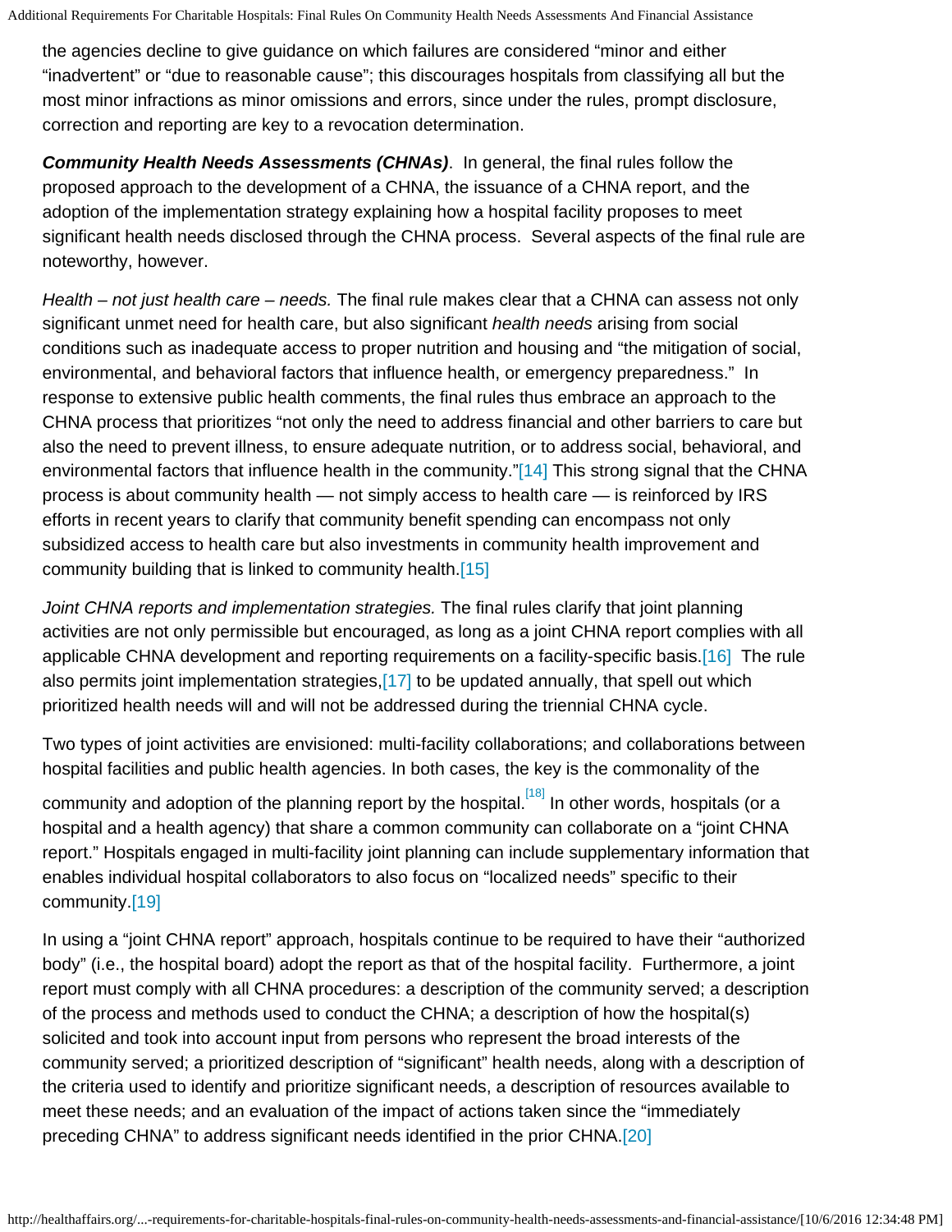the agencies decline to give guidance on which failures are considered "minor and either "inadvertent" or "due to reasonable cause"; this discourages hospitals from classifying all but the most minor infractions as minor omissions and errors, since under the rules, prompt disclosure, correction and reporting are key to a revocation determination.

***Community Health Needs Assessments (CHNAs)***. In general, the final rules follow the proposed approach to the development of a CHNA, the issuance of a CHNA report, and the adoption of the implementation strategy explaining how a hospital facility proposes to meet significant health needs disclosed through the CHNA process. Several aspects of the final rule are noteworthy, however.

*Health – not just health care – needs.* The final rule makes clear that a CHNA can assess not only significant unmet need for health care, but also significant *health needs* arising from social conditions such as inadequate access to proper nutrition and housing and "the mitigation of social, environmental, and behavioral factors that influence health, or emergency preparedness." In response to extensive public health comments, the final rules thus embrace an approach to the CHNA process that prioritizes "not only the need to address financial and other barriers to care but also the need to prevent illness, to ensure adequate nutrition, or to address social, behavioral, and environmental factors that influence health in the community."[14] This strong signal that the CHNA process is about community health — not simply access to health care — is reinforced by IRS efforts in recent years to clarify that community benefit spending can encompass not only subsidized access to health care but also investments in community health improvement and community building that is linked to community health.[15]

*Joint CHNA reports and implementation strategies.* The final rules clarify that joint planning activities are not only permissible but encouraged, as long as a joint CHNA report complies with all applicable CHNA development and reporting requirements on a facility-specific basis.[16] The rule also permits joint implementation strategies,[17] to be updated annually, that spell out which prioritized health needs will and will not be addressed during the triennial CHNA cycle.

Two types of joint activities are envisioned: multi-facility collaborations; and collaborations between hospital facilities and public health agencies. In both cases, the key is the commonality of the community and adoption of the planning report by the hospital.[18] In other words, hospitals (or a hospital and a health agency) that share a common community can collaborate on a "joint CHNA report." Hospitals engaged in multi-facility joint planning can include supplementary information that enables individual hospital collaborators to also focus on "localized needs" specific to their community.[19]

In using a "joint CHNA report" approach, hospitals continue to be required to have their "authorized body" (i.e., the hospital board) adopt the report as that of the hospital facility. Furthermore, a joint report must comply with all CHNA procedures: a description of the community served; a description of the process and methods used to conduct the CHNA; a description of how the hospital(s) solicited and took into account input from persons who represent the broad interests of the community served; a prioritized description of "significant" health needs, along with a description of the criteria used to identify and prioritize significant needs, a description of resources available to meet these needs; and an evaluation of the impact of actions taken since the "immediately preceding CHNA" to address significant needs identified in the prior CHNA.[20]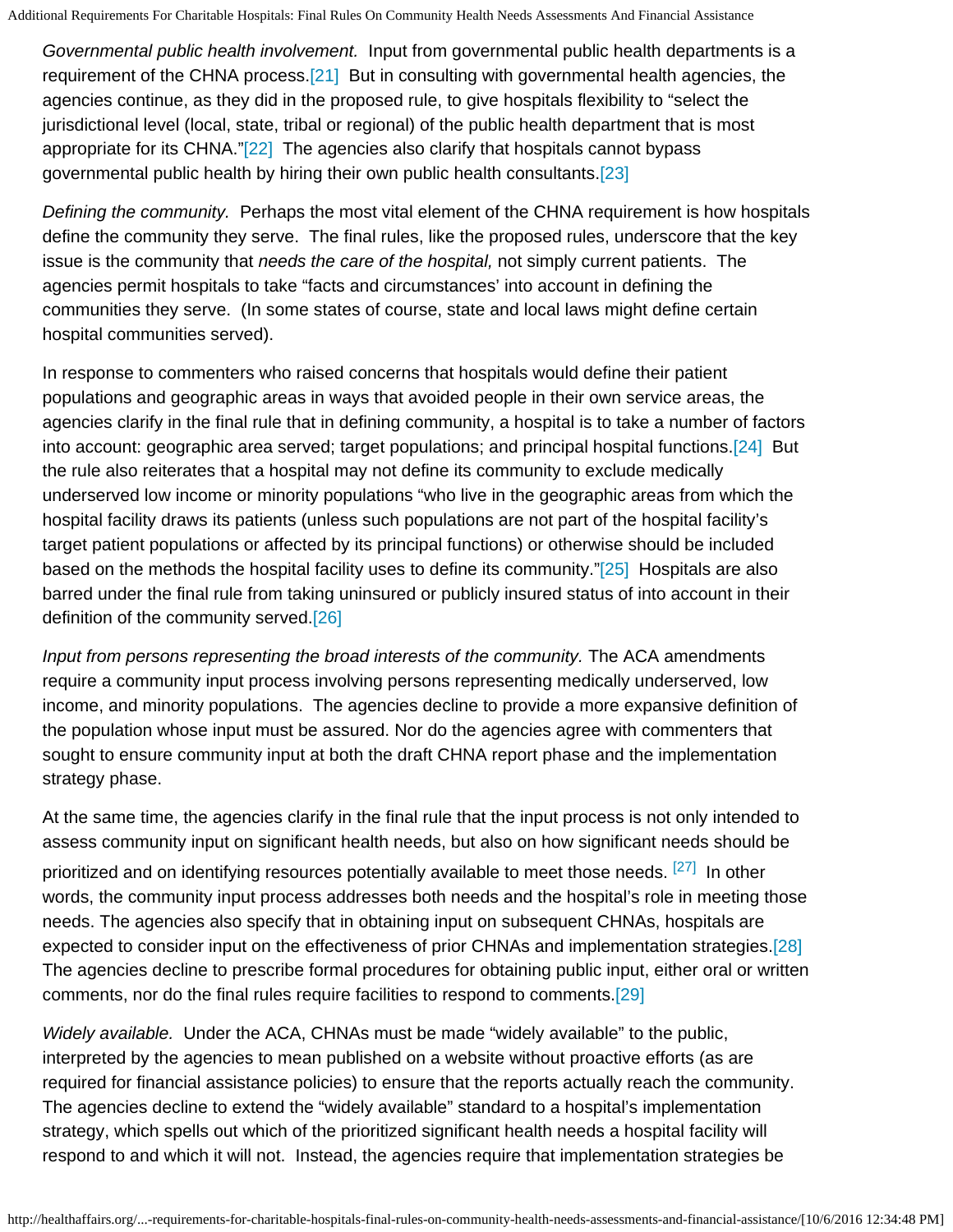*Governmental public health involvement.* Input from governmental public health departments is a requirement of the CHNA process.[21] But in consulting with governmental health agencies, the agencies continue, as they did in the proposed rule, to give hospitals flexibility to "select the jurisdictional level (local, state, tribal or regional) of the public health department that is most appropriate for its CHNA."[22] The agencies also clarify that hospitals cannot bypass governmental public health by hiring their own public health consultants.[23]

*Defining the community.* Perhaps the most vital element of the CHNA requirement is how hospitals define the community they serve. The final rules, like the proposed rules, underscore that the key issue is the community that *needs the care of the hospital,* not simply current patients. The agencies permit hospitals to take "facts and circumstances' into account in defining the communities they serve. (In some states of course, state and local laws might define certain hospital communities served).

In response to commenters who raised concerns that hospitals would define their patient populations and geographic areas in ways that avoided people in their own service areas, the agencies clarify in the final rule that in defining community, a hospital is to take a number of factors into account: geographic area served; target populations; and principal hospital functions.[24] But the rule also reiterates that a hospital may not define its community to exclude medically underserved low income or minority populations "who live in the geographic areas from which the hospital facility draws its patients (unless such populations are not part of the hospital facility's target patient populations or affected by its principal functions) or otherwise should be included based on the methods the hospital facility uses to define its community."[25] Hospitals are also barred under the final rule from taking uninsured or publicly insured status of into account in their definition of the community served.[26]

*Input from persons representing the broad interests of the community.* The ACA amendments require a community input process involving persons representing medically underserved, low income, and minority populations. The agencies decline to provide a more expansive definition of the population whose input must be assured. Nor do the agencies agree with commenters that sought to ensure community input at both the draft CHNA report phase and the implementation strategy phase.

At the same time, the agencies clarify in the final rule that the input process is not only intended to assess community input on significant health needs, but also on how significant needs should be prioritized and on identifying resources potentially available to meet those needs. [27] In other words, the community input process addresses both needs and the hospital's role in meeting those needs. The agencies also specify that in obtaining input on subsequent CHNAs, hospitals are expected to consider input on the effectiveness of prior CHNAs and implementation strategies.[28] The agencies decline to prescribe formal procedures for obtaining public input, either oral or written comments, nor do the final rules require facilities to respond to comments.[29]

*Widely available.* Under the ACA, CHNAs must be made "widely available" to the public, interpreted by the agencies to mean published on a website without proactive efforts (as are required for financial assistance policies) to ensure that the reports actually reach the community. The agencies decline to extend the "widely available" standard to a hospital's implementation strategy, which spells out which of the prioritized significant health needs a hospital facility will respond to and which it will not. Instead, the agencies require that implementation strategies be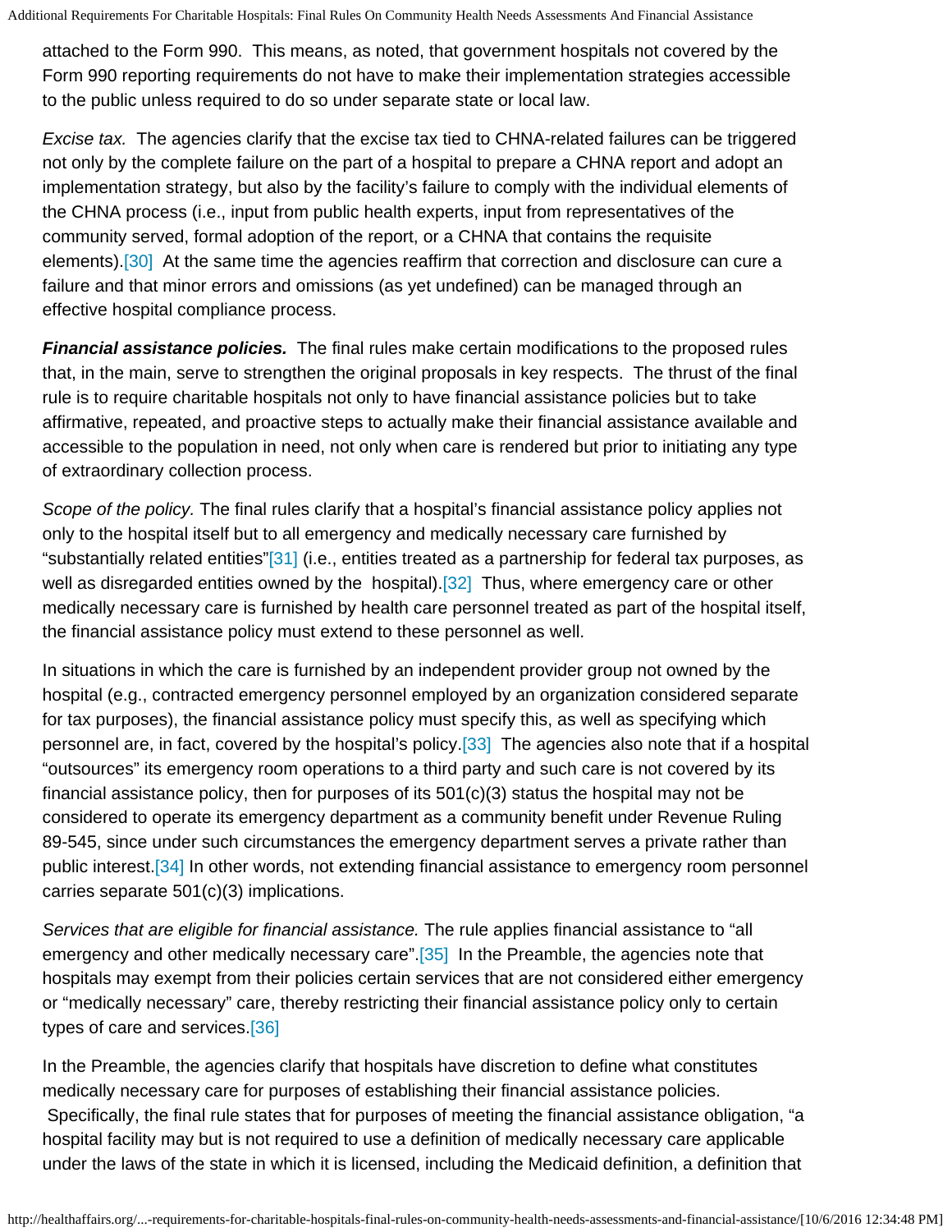attached to the Form 990. This means, as noted, that government hospitals not covered by the Form 990 reporting requirements do not have to make their implementation strategies accessible to the public unless required to do so under separate state or local law.

*Excise tax.* The agencies clarify that the excise tax tied to CHNA-related failures can be triggered not only by the complete failure on the part of a hospital to prepare a CHNA report and adopt an implementation strategy, but also by the facility's failure to comply with the individual elements of the CHNA process (i.e., input from public health experts, input from representatives of the community served, formal adoption of the report, or a CHNA that contains the requisite elements).[30] At the same time the agencies reaffirm that correction and disclosure can cure a failure and that minor errors and omissions (as yet undefined) can be managed through an effective hospital compliance process.

***Financial assistance policies.*** The final rules make certain modifications to the proposed rules that, in the main, serve to strengthen the original proposals in key respects. The thrust of the final rule is to require charitable hospitals not only to have financial assistance policies but to take affirmative, repeated, and proactive steps to actually make their financial assistance available and accessible to the population in need, not only when care is rendered but prior to initiating any type of extraordinary collection process.

*Scope of the policy.* The final rules clarify that a hospital's financial assistance policy applies not only to the hospital itself but to all emergency and medically necessary care furnished by "substantially related entities"[31] (i.e., entities treated as a partnership for federal tax purposes, as well as disregarded entities owned by the hospital).[32] Thus, where emergency care or other medically necessary care is furnished by health care personnel treated as part of the hospital itself, the financial assistance policy must extend to these personnel as well.

In situations in which the care is furnished by an independent provider group not owned by the hospital (e.g., contracted emergency personnel employed by an organization considered separate for tax purposes), the financial assistance policy must specify this, as well as specifying which personnel are, in fact, covered by the hospital's policy.[33] The agencies also note that if a hospital "outsources" its emergency room operations to a third party and such care is not covered by its financial assistance policy, then for purposes of its 501(c)(3) status the hospital may not be considered to operate its emergency department as a community benefit under Revenue Ruling 89-545, since under such circumstances the emergency department serves a private rather than public interest.[34] In other words, not extending financial assistance to emergency room personnel carries separate 501(c)(3) implications.

*Services that are eligible for financial assistance.* The rule applies financial assistance to "all emergency and other medically necessary care".[35] In the Preamble, the agencies note that hospitals may exempt from their policies certain services that are not considered either emergency or "medically necessary" care, thereby restricting their financial assistance policy only to certain types of care and services.[36]

In the Preamble, the agencies clarify that hospitals have discretion to define what constitutes medically necessary care for purposes of establishing their financial assistance policies. Specifically, the final rule states that for purposes of meeting the financial assistance obligation, "a hospital facility may but is not required to use a definition of medically necessary care applicable under the laws of the state in which it is licensed, including the Medicaid definition, a definition that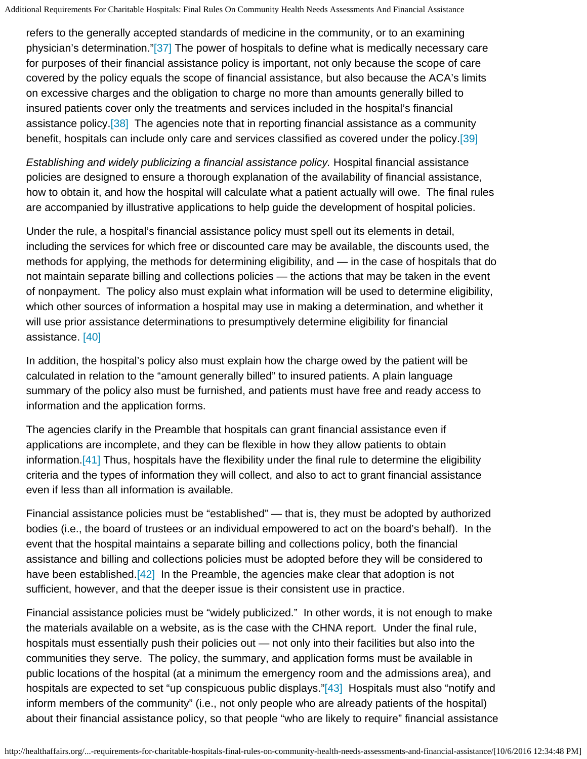refers to the generally accepted standards of medicine in the community, or to an examining physician's determination."[37] The power of hospitals to define what is medically necessary care for purposes of their financial assistance policy is important, not only because the scope of care covered by the policy equals the scope of financial assistance, but also because the ACA's limits on excessive charges and the obligation to charge no more than amounts generally billed to insured patients cover only the treatments and services included in the hospital's financial assistance policy.[38] The agencies note that in reporting financial assistance as a community benefit, hospitals can include only care and services classified as covered under the policy.[39]

*Establishing and widely publicizing a financial assistance policy.* Hospital financial assistance policies are designed to ensure a thorough explanation of the availability of financial assistance, how to obtain it, and how the hospital will calculate what a patient actually will owe. The final rules are accompanied by illustrative applications to help guide the development of hospital policies.

Under the rule, a hospital's financial assistance policy must spell out its elements in detail, including the services for which free or discounted care may be available, the discounts used, the methods for applying, the methods for determining eligibility, and — in the case of hospitals that do not maintain separate billing and collections policies — the actions that may be taken in the event of nonpayment. The policy also must explain what information will be used to determine eligibility, which other sources of information a hospital may use in making a determination, and whether it will use prior assistance determinations to presumptively determine eligibility for financial assistance. [40]

In addition, the hospital's policy also must explain how the charge owed by the patient will be calculated in relation to the "amount generally billed" to insured patients. A plain language summary of the policy also must be furnished, and patients must have free and ready access to information and the application forms.

The agencies clarify in the Preamble that hospitals can grant financial assistance even if applications are incomplete, and they can be flexible in how they allow patients to obtain information.[41] Thus, hospitals have the flexibility under the final rule to determine the eligibility criteria and the types of information they will collect, and also to act to grant financial assistance even if less than all information is available.

Financial assistance policies must be "established" — that is, they must be adopted by authorized bodies (i.e., the board of trustees or an individual empowered to act on the board's behalf). In the event that the hospital maintains a separate billing and collections policy, both the financial assistance and billing and collections policies must be adopted before they will be considered to have been established.[42] In the Preamble, the agencies make clear that adoption is not sufficient, however, and that the deeper issue is their consistent use in practice.

Financial assistance policies must be "widely publicized." In other words, it is not enough to make the materials available on a website, as is the case with the CHNA report. Under the final rule, hospitals must essentially push their policies out — not only into their facilities but also into the communities they serve. The policy, the summary, and application forms must be available in public locations of the hospital (at a minimum the emergency room and the admissions area), and hospitals are expected to set "up conspicuous public displays."[43] Hospitals must also "notify and inform members of the community" (i.e., not only people who are already patients of the hospital) about their financial assistance policy, so that people "who are likely to require" financial assistance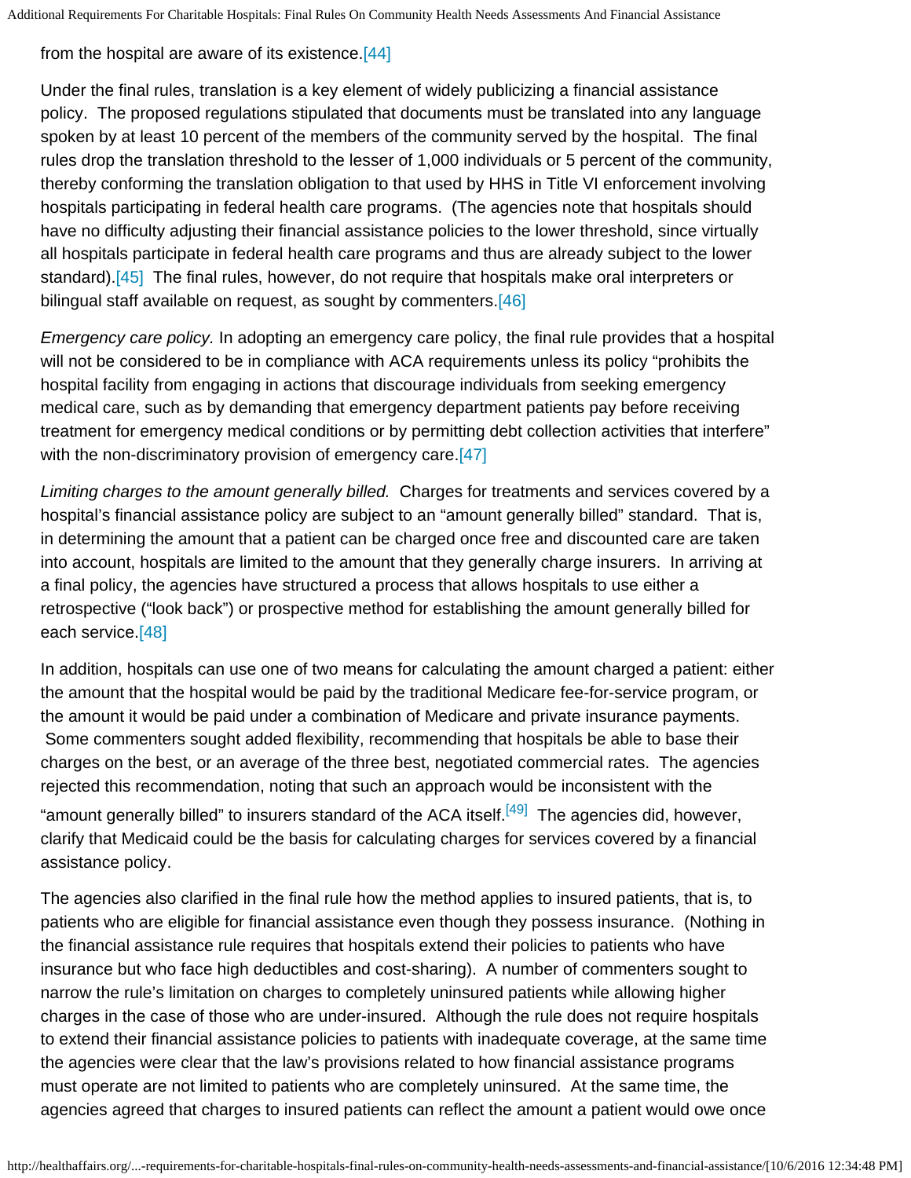from the hospital are aware of its existence.[44]

Under the final rules, translation is a key element of widely publicizing a financial assistance policy. The proposed regulations stipulated that documents must be translated into any language spoken by at least 10 percent of the members of the community served by the hospital. The final rules drop the translation threshold to the lesser of 1,000 individuals or 5 percent of the community, thereby conforming the translation obligation to that used by HHS in Title VI enforcement involving hospitals participating in federal health care programs. (The agencies note that hospitals should have no difficulty adjusting their financial assistance policies to the lower threshold, since virtually all hospitals participate in federal health care programs and thus are already subject to the lower standard).[45] The final rules, however, do not require that hospitals make oral interpreters or bilingual staff available on request, as sought by commenters.[46]

*Emergency care policy.* In adopting an emergency care policy, the final rule provides that a hospital will not be considered to be in compliance with ACA requirements unless its policy "prohibits the hospital facility from engaging in actions that discourage individuals from seeking emergency medical care, such as by demanding that emergency department patients pay before receiving treatment for emergency medical conditions or by permitting debt collection activities that interfere" with the non-discriminatory provision of emergency care.[47]

*Limiting charges to the amount generally billed.* Charges for treatments and services covered by a hospital's financial assistance policy are subject to an "amount generally billed" standard. That is, in determining the amount that a patient can be charged once free and discounted care are taken into account, hospitals are limited to the amount that they generally charge insurers. In arriving at a final policy, the agencies have structured a process that allows hospitals to use either a retrospective ("look back") or prospective method for establishing the amount generally billed for each service.[48]

In addition, hospitals can use one of two means for calculating the amount charged a patient: either the amount that the hospital would be paid by the traditional Medicare fee-for-service program, or the amount it would be paid under a combination of Medicare and private insurance payments. Some commenters sought added flexibility, recommending that hospitals be able to base their charges on the best, or an average of the three best, negotiated commercial rates. The agencies rejected this recommendation, noting that such an approach would be inconsistent with the "amount generally billed" to insurers standard of the ACA itself.[49] The agencies did, however, clarify that Medicaid could be the basis for calculating charges for services covered by a financial assistance policy.

The agencies also clarified in the final rule how the method applies to insured patients, that is, to patients who are eligible for financial assistance even though they possess insurance. (Nothing in the financial assistance rule requires that hospitals extend their policies to patients who have insurance but who face high deductibles and cost-sharing). A number of commenters sought to narrow the rule's limitation on charges to completely uninsured patients while allowing higher charges in the case of those who are under-insured. Although the rule does not require hospitals to extend their financial assistance policies to patients with inadequate coverage, at the same time the agencies were clear that the law's provisions related to how financial assistance programs must operate are not limited to patients who are completely uninsured. At the same time, the agencies agreed that charges to insured patients can reflect the amount a patient would owe once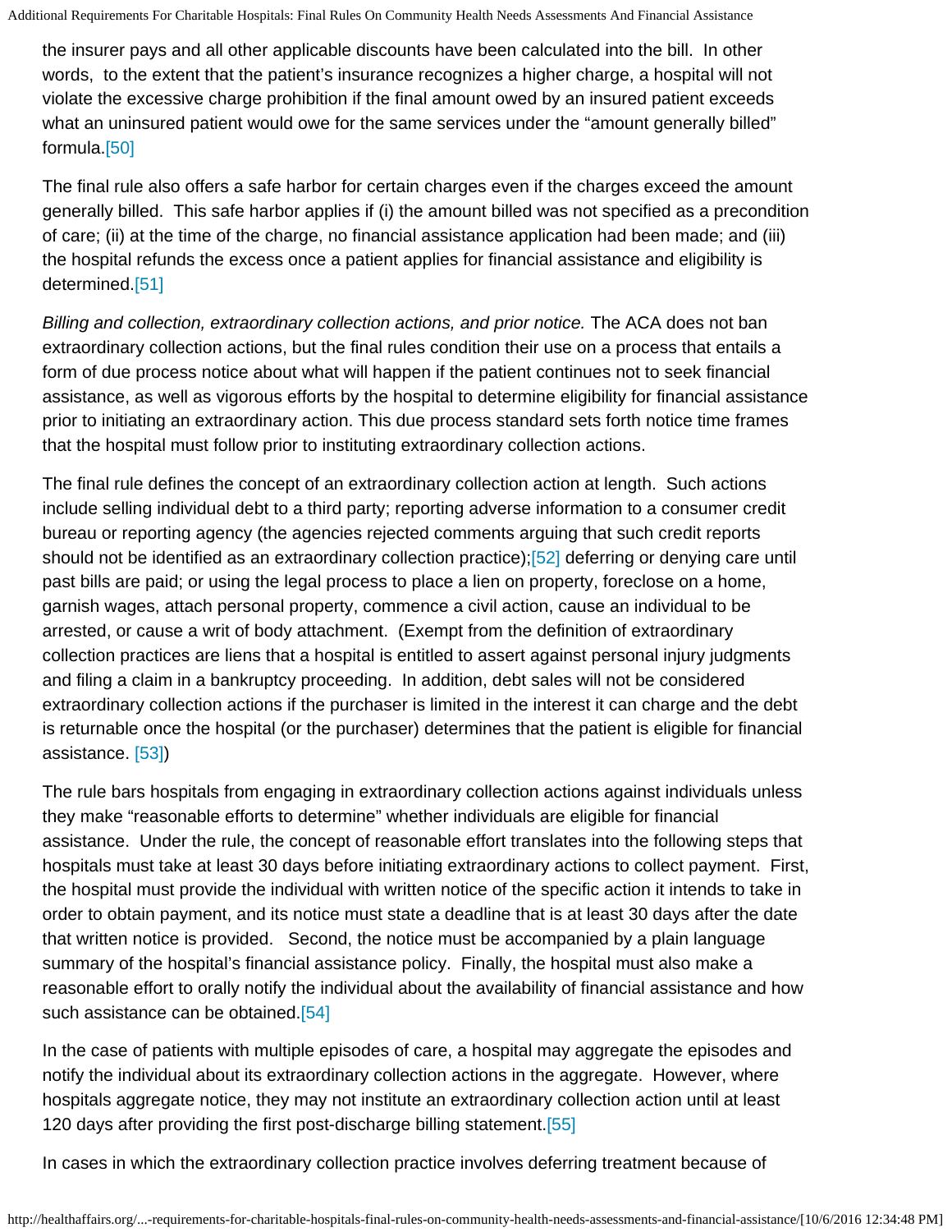the insurer pays and all other applicable discounts have been calculated into the bill. In other words, to the extent that the patient's insurance recognizes a higher charge, a hospital will not violate the excessive charge prohibition if the final amount owed by an insured patient exceeds what an uninsured patient would owe for the same services under the "amount generally billed" formula.[50]

The final rule also offers a safe harbor for certain charges even if the charges exceed the amount generally billed. This safe harbor applies if (i) the amount billed was not specified as a precondition of care; (ii) at the time of the charge, no financial assistance application had been made; and (iii) the hospital refunds the excess once a patient applies for financial assistance and eligibility is determined.[51]

*Billing and collection, extraordinary collection actions, and prior notice.* The ACA does not ban extraordinary collection actions, but the final rules condition their use on a process that entails a form of due process notice about what will happen if the patient continues not to seek financial assistance, as well as vigorous efforts by the hospital to determine eligibility for financial assistance prior to initiating an extraordinary action. This due process standard sets forth notice time frames that the hospital must follow prior to instituting extraordinary collection actions.

The final rule defines the concept of an extraordinary collection action at length. Such actions include selling individual debt to a third party; reporting adverse information to a consumer credit bureau or reporting agency (the agencies rejected comments arguing that such credit reports should not be identified as an extraordinary collection practice);[52] deferring or denying care until past bills are paid; or using the legal process to place a lien on property, foreclose on a home, garnish wages, attach personal property, commence a civil action, cause an individual to be arrested, or cause a writ of body attachment. (Exempt from the definition of extraordinary collection practices are liens that a hospital is entitled to assert against personal injury judgments and filing a claim in a bankruptcy proceeding. In addition, debt sales will not be considered extraordinary collection actions if the purchaser is limited in the interest it can charge and the debt is returnable once the hospital (or the purchaser) determines that the patient is eligible for financial assistance. [53])

The rule bars hospitals from engaging in extraordinary collection actions against individuals unless they make "reasonable efforts to determine" whether individuals are eligible for financial assistance. Under the rule, the concept of reasonable effort translates into the following steps that hospitals must take at least 30 days before initiating extraordinary actions to collect payment. First, the hospital must provide the individual with written notice of the specific action it intends to take in order to obtain payment, and its notice must state a deadline that is at least 30 days after the date that written notice is provided. Second, the notice must be accompanied by a plain language summary of the hospital's financial assistance policy. Finally, the hospital must also make a reasonable effort to orally notify the individual about the availability of financial assistance and how such assistance can be obtained.[54]

In the case of patients with multiple episodes of care, a hospital may aggregate the episodes and notify the individual about its extraordinary collection actions in the aggregate. However, where hospitals aggregate notice, they may not institute an extraordinary collection action until at least 120 days after providing the first post-discharge billing statement.[55]

In cases in which the extraordinary collection practice involves deferring treatment because of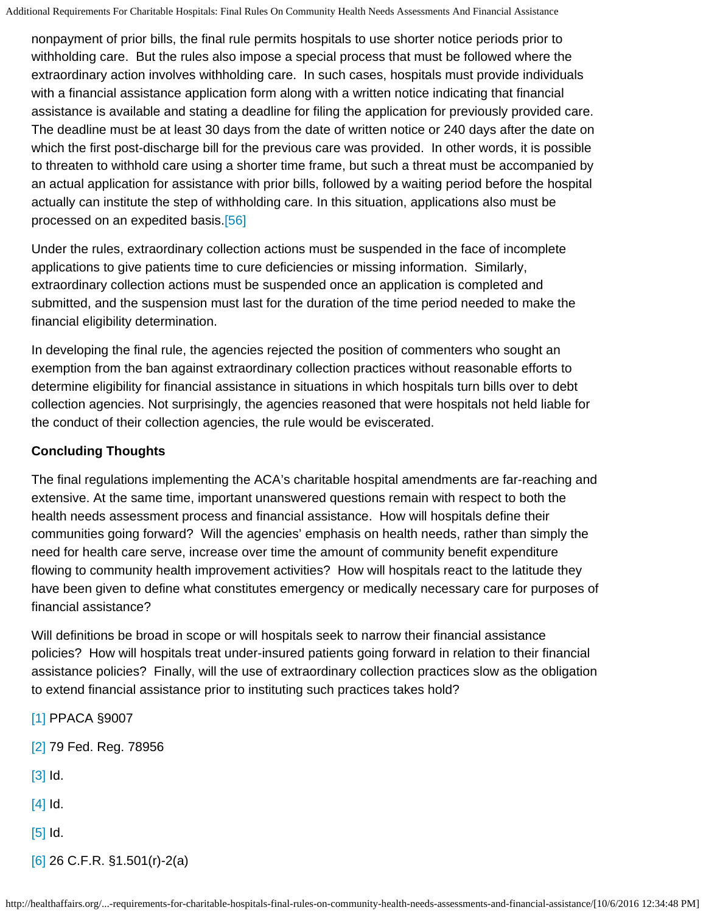nonpayment of prior bills, the final rule permits hospitals to use shorter notice periods prior to withholding care. But the rules also impose a special process that must be followed where the extraordinary action involves withholding care. In such cases, hospitals must provide individuals with a financial assistance application form along with a written notice indicating that financial assistance is available and stating a deadline for filing the application for previously provided care. The deadline must be at least 30 days from the date of written notice or 240 days after the date on which the first post-discharge bill for the previous care was provided. In other words, it is possible to threaten to withhold care using a shorter time frame, but such a threat must be accompanied by an actual application for assistance with prior bills, followed by a waiting period before the hospital actually can institute the step of withholding care. In this situation, applications also must be processed on an expedited basis.[56]

Under the rules, extraordinary collection actions must be suspended in the face of incomplete applications to give patients time to cure deficiencies or missing information. Similarly, extraordinary collection actions must be suspended once an application is completed and submitted, and the suspension must last for the duration of the time period needed to make the financial eligibility determination.

In developing the final rule, the agencies rejected the position of commenters who sought an exemption from the ban against extraordinary collection practices without reasonable efforts to determine eligibility for financial assistance in situations in which hospitals turn bills over to debt collection agencies. Not surprisingly, the agencies reasoned that were hospitals not held liable for the conduct of their collection agencies, the rule would be eviscerated.

**Concluding Thoughts**

The final regulations implementing the ACA's charitable hospital amendments are far-reaching and extensive. At the same time, important unanswered questions remain with respect to both the health needs assessment process and financial assistance. How will hospitals define their communities going forward? Will the agencies' emphasis on health needs, rather than simply the need for health care serve, increase over time the amount of community benefit expenditure flowing to community health improvement activities? How will hospitals react to the latitude they have been given to define what constitutes emergency or medically necessary care for purposes of financial assistance?

Will definitions be broad in scope or will hospitals seek to narrow their financial assistance policies? How will hospitals treat under-insured patients going forward in relation to their financial assistance policies? Finally, will the use of extraordinary collection practices slow as the obligation to extend financial assistance prior to instituting such practices takes hold?

[1] PPACA §9007

[2] 79 Fed. Reg. 78956

[3] Id.

[4] Id.

[5] Id.

[6] 26 C.F.R. §1.501(r)-2(a)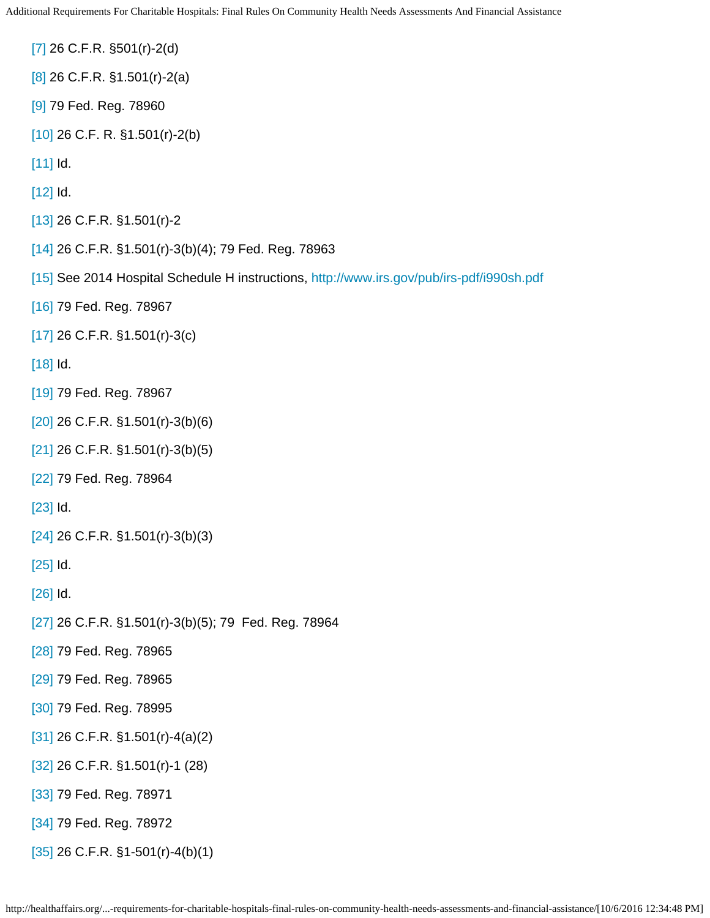[7] 26 C.F.R. §501(r)-2(d)

[8] 26 C.F.R. §1.501(r)-2(a)

[9] 79 Fed. Reg. 78960

[10] 26 C.F. R. §1.501(r)-2(b)

[11] Id.

[12] Id.

[13] 26 C.F.R. §1.501(r)-2

[14] 26 C.F.R. §1.501(r)-3(b)(4); 79 Fed. Reg. 78963

[15] See 2014 Hospital Schedule H instructions, http://www.irs.gov/pub/irs-pdf/i990sh.pdf

[16] 79 Fed. Reg. 78967

[17] 26 C.F.R. §1.501(r)-3(c)

[18] Id.

[19] 79 Fed. Reg. 78967

[20] 26 C.F.R. §1.501(r)-3(b)(6)

[21] 26 C.F.R. §1.501(r)-3(b)(5)

[22] 79 Fed. Reg. 78964

[23] Id.

[24] 26 C.F.R. §1.501(r)-3(b)(3)

[25] Id.

[26] Id.

[27] 26 C.F.R. §1.501(r)-3(b)(5); 79 Fed. Reg. 78964

[28] 79 Fed. Reg. 78965

[29] 79 Fed. Reg. 78965

[30] 79 Fed. Reg. 78995

[31] 26 C.F.R. §1.501(r)-4(a)(2)

[32] 26 C.F.R. §1.501(r)-1 (28)

[33] 79 Fed. Reg. 78971

[34] 79 Fed. Reg. 78972

[35] 26 C.F.R. §1-501(r)-4(b)(1)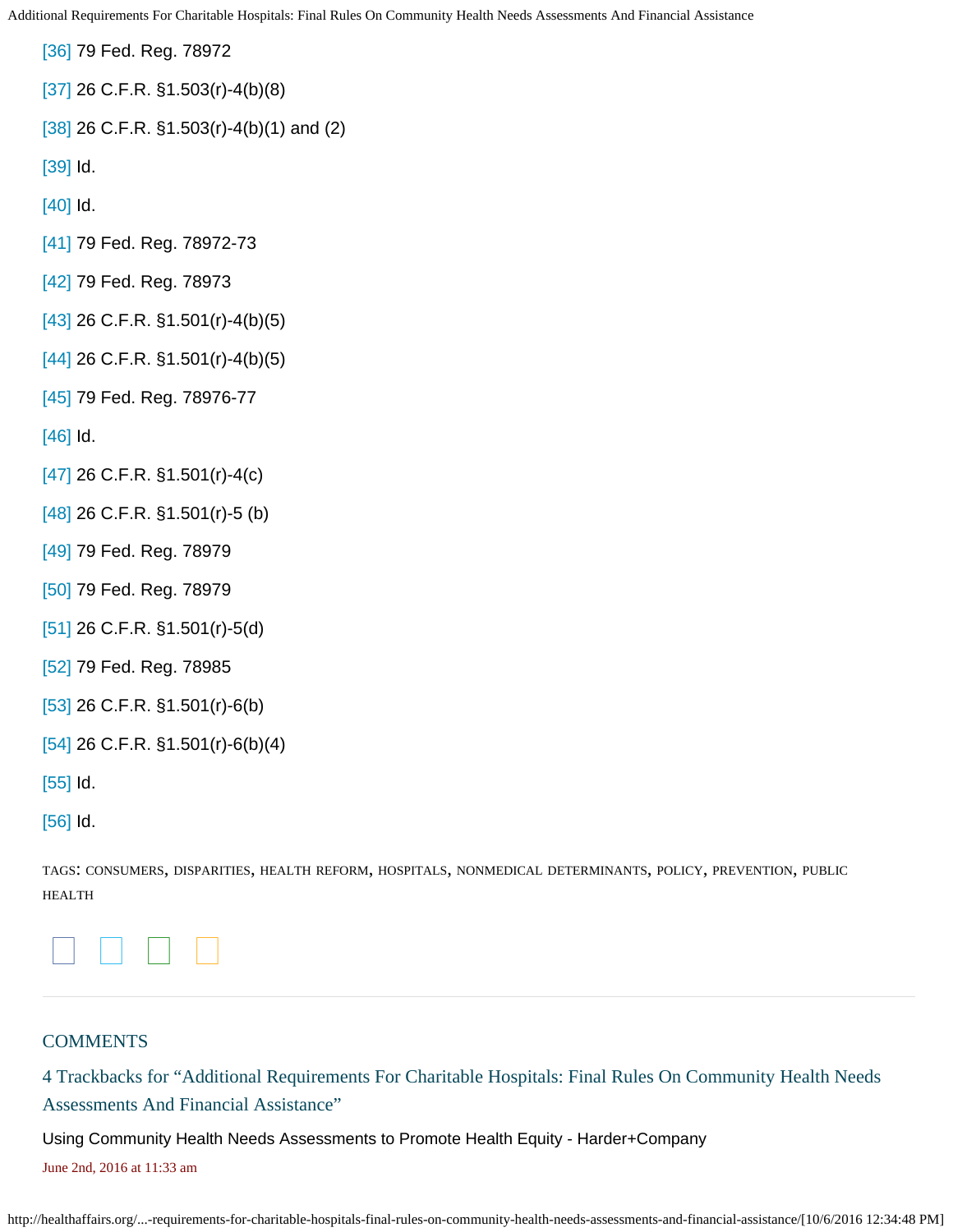[36] 79 Fed. Reg. 78972

[37] 26 C.F.R. §1.503(r)-4(b)(8)

[38] 26 C.F.R. §1.503(r)-4(b)(1) and (2)

[39] Id.

[40] Id.

[41] 79 Fed. Reg. 78972-73

[42] 79 Fed. Reg. 78973

[43] 26 C.F.R. §1.501(r)-4(b)(5)

[44] 26 C.F.R. §1.501(r)-4(b)(5)

[45] 79 Fed. Reg. 78976-77

[46] Id.

[47] 26 C.F.R. §1.501(r)-4(c)

[48] 26 C.F.R. §1.501(r)-5 (b)

[49] 79 Fed. Reg. 78979

[50] 79 Fed. Reg. 78979

[51] 26 C.F.R. §1.501(r)-5(d)

[52] 79 Fed. Reg. 78985

[53] 26 C.F.R. §1.501(r)-6(b)

[54] 26 C.F.R. §1.501(r)-6(b)(4)

[55] Id.

[56] Id.

TAGS: CONSUMERS, DISPARITIES, HEALTH REFORM, HOSPITALS, NONMEDICAL DETERMINANTS, POLICY, PREVENTION, PUBLIC HEALTH

## COMMENTS

### 4 Trackbacks for "Additional Requirements For Charitable Hospitals: Final Rules On Community Health Needs Assessments And Financial Assistance"

Using Community Health Needs Assessments to Promote Health Equity - Harder+Company

June 2nd, 2016 at 11:33 am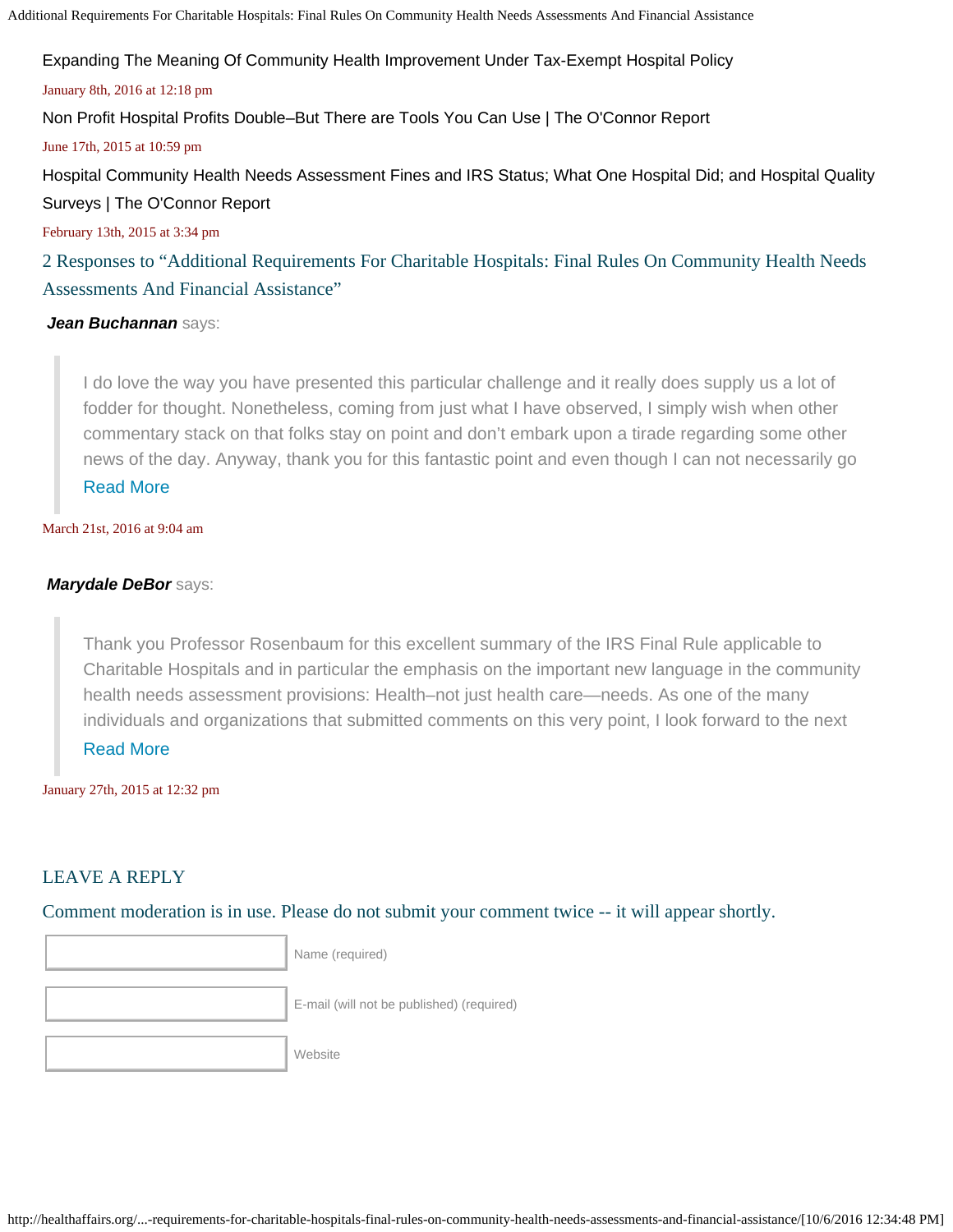Expanding The Meaning Of Community Health Improvement Under Tax-Exempt Hospital Policy

January 8th, 2016 at 12:18 pm

Non Profit Hospital Profits Double–But There are Tools You Can Use | The O'Connor Report

June 17th, 2015 at 10:59 pm

Hospital Community Health Needs Assessment Fines and IRS Status; What One Hospital Did; and Hospital Quality Surveys | The O'Connor Report

February 13th, 2015 at 3:34 pm

## 2 Responses to "Additional Requirements For Charitable Hospitals: Final Rules On Community Health Needs Assessments And Financial Assistance"

***Jean Buchannan*** says:

> I do love the way you have presented this particular challenge and it really does supply us a lot of fodder for thought. Nonetheless, coming from just what I have observed, I simply wish when other commentary stack on that folks stay on point and don't embark upon a tirade regarding some other news of the day. Anyway, thank you for this fantastic point and even though I can not necessarily go
>
> Read More

March 21st, 2016 at 9:04 am

***Marydale DeBor*** says:

> Thank you Professor Rosenbaum for this excellent summary of the IRS Final Rule applicable to Charitable Hospitals and in particular the emphasis on the important new language in the community health needs assessment provisions: Health–not just health care—needs. As one of the many individuals and organizations that submitted comments on this very point, I look forward to the next
>
> Read More

January 27th, 2015 at 12:32 pm

## LEAVE A REPLY

Comment moderation is in use. Please do not submit your comment twice -- it will appear shortly.

Name (required)

E-mail (will not be published) (required)

Website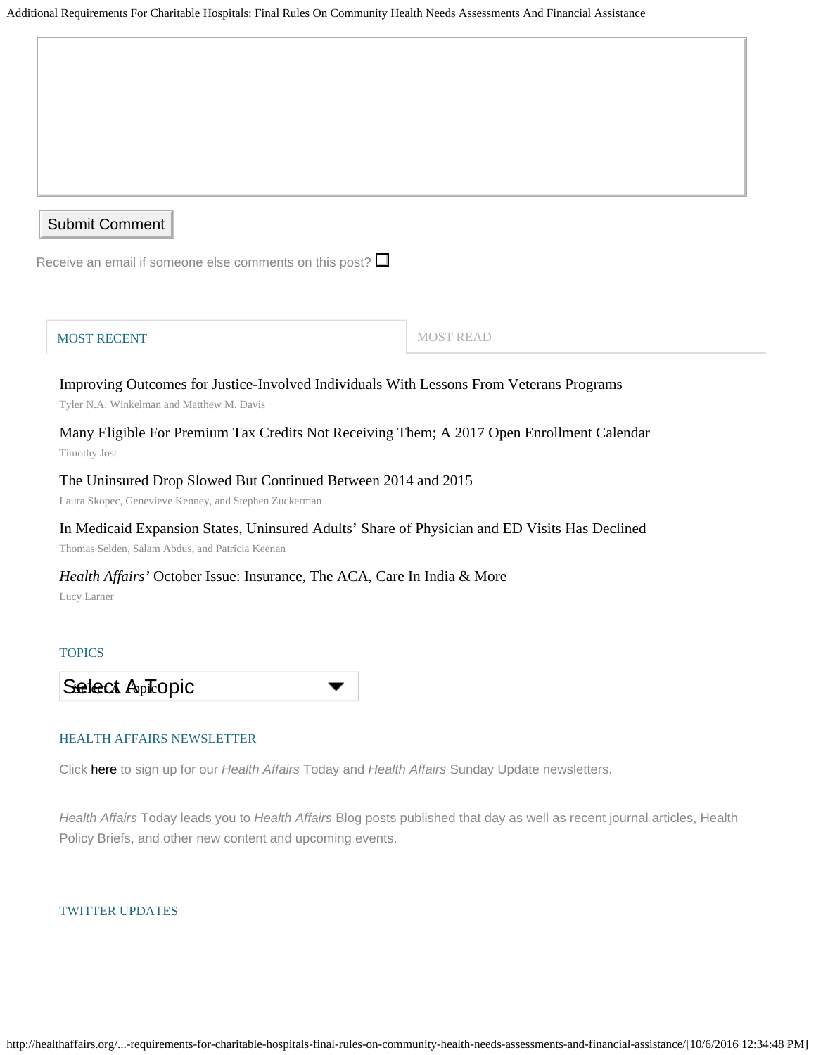Submit Comment

Receive an email if someone else comments on this post?

MOST RECENT | MOST READ

Improving Outcomes for Justice-Involved Individuals With Lessons From Veterans Programs
Tyler N.A. Winkelman and Matthew M. Davis

Many Eligible For Premium Tax Credits Not Receiving Them; A 2017 Open Enrollment Calendar
Timothy Jost

The Uninsured Drop Slowed But Continued Between 2014 and 2015
Laura Skopec, Genevieve Kenney, and Stephen Zuckerman

In Medicaid Expansion States, Uninsured Adults' Share of Physician and ED Visits Has Declined
Thomas Selden, Salam Abdus, and Patricia Keenan

*Health Affairs'* October Issue: Insurance, The ACA, Care In India & More
Lucy Larner

TOPICS

Select A Topic

HEALTH AFFAIRS NEWSLETTER

Click here to sign up for our *Health Affairs* Today and *Health Affairs* Sunday Update newsletters.

*Health Affairs* Today leads you to *Health Affairs* Blog posts published that day as well as recent journal articles, Health Policy Briefs, and other new content and upcoming events.

TWITTER UPDATES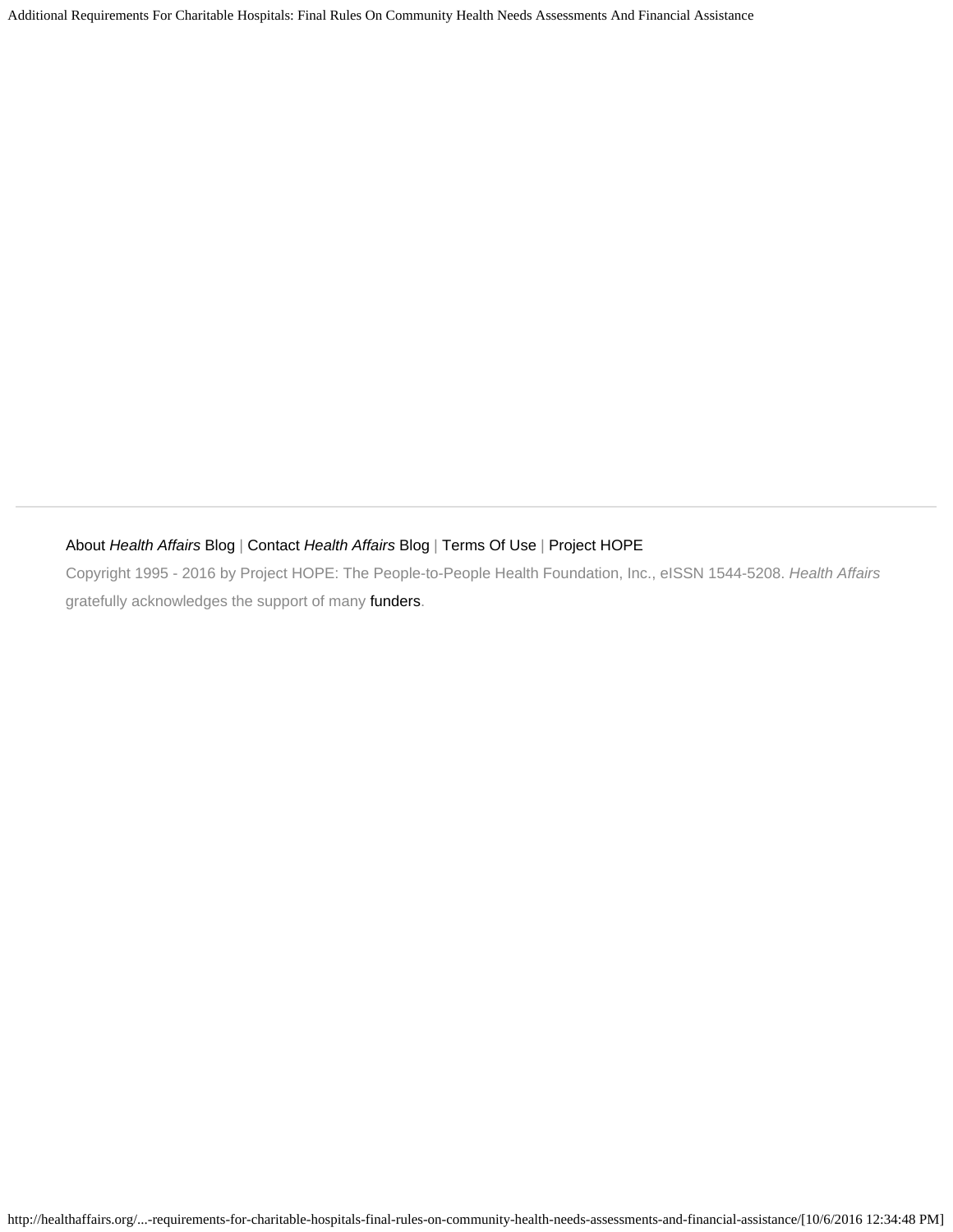About *Health Affairs* Blog | Contact *Health Affairs* Blog | Terms Of Use | Project HOPE

Copyright 1995 - 2016 by Project HOPE: The People-to-People Health Foundation, Inc., eISSN 1544-5208. *Health Affairs* gratefully acknowledges the support of many funders.